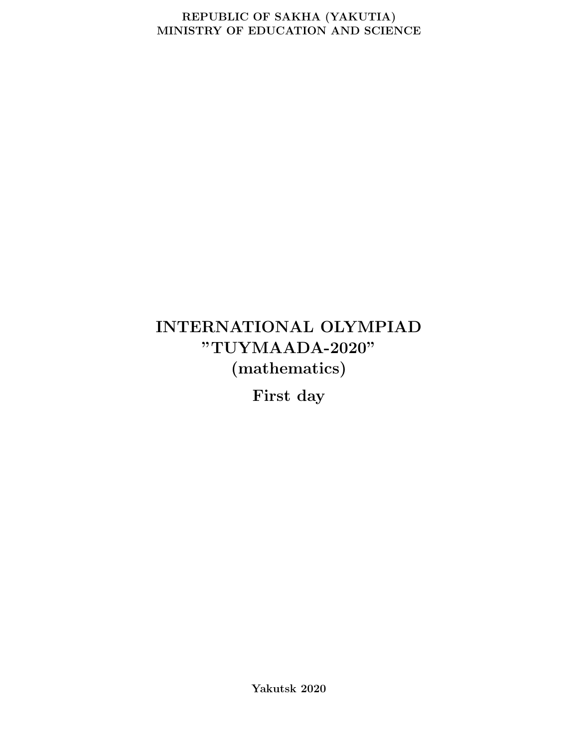**REPUBLIC OF SAKHA (YAKUTIA)**
**MINISTRY OF EDUCATION AND SCIENCE**

# INTERNATIONAL OLYMPIAD "TUYMAADA-2020" (mathematics)

## First day

**Yakutsk 2020**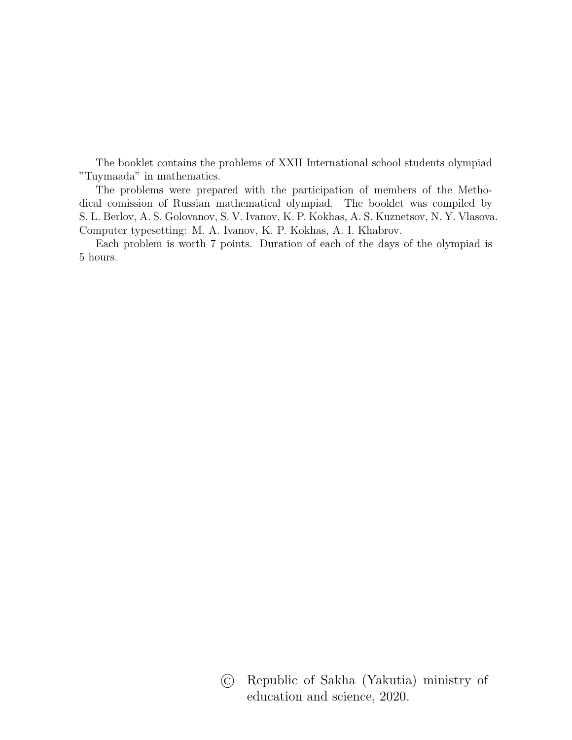The booklet contains the problems of XXII International school students olympiad "Tuymaada" in mathematics.

The problems were prepared with the participation of members of the Methodical comission of Russian mathematical olympiad. The booklet was compiled by S. L. Berlov, A. S. Golovanov, S. V. Ivanov, K. P. Kokhas, A. S. Kuznetsov, N. Y. Vlasova. Computer typesetting: M. A. Ivanov, K. P. Kokhas, A. I. Khabrov.

Each problem is worth 7 points. Duration of each of the days of the olympiad is 5 hours.

© Republic of Sakha (Yakutia) ministry of education and science, 2020.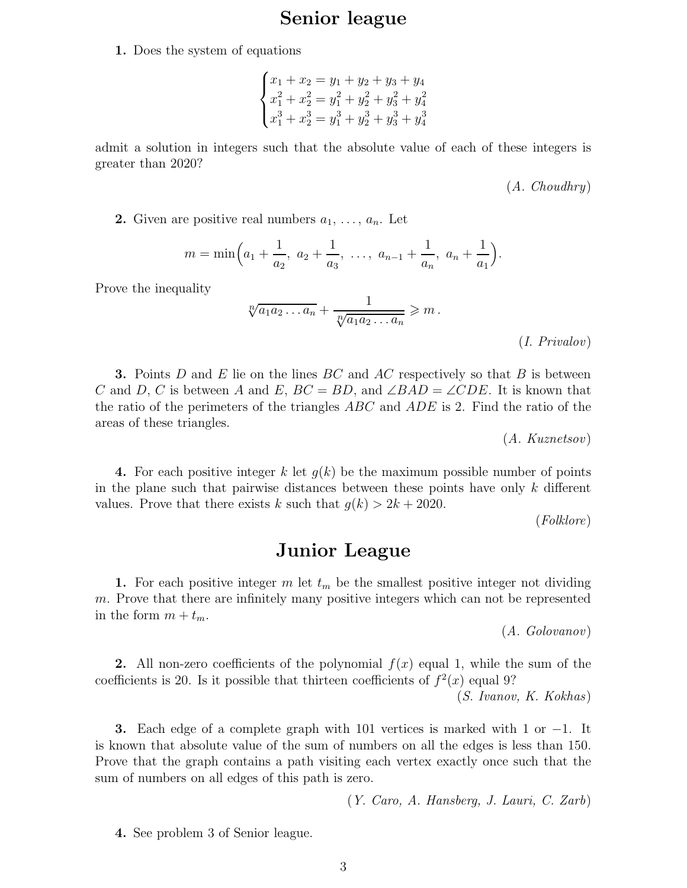# Senior league

**1.** Does the system of equations

$$\begin{cases} x_1 + x_2 = y_1 + y_2 + y_3 + y_4 \\ x_1^2 + x_2^2 = y_1^2 + y_2^2 + y_3^2 + y_4^2 \\ x_1^3 + x_2^3 = y_1^3 + y_2^3 + y_3^3 + y_4^3 \end{cases}$$

admit a solution in integers such that the absolute value of each of these integers is greater than 2020?

*(A. Choudhry)*

**2.** Given are positive real numbers $a_1, \ldots, a_n$. Let

$$m = \min\left(a_1 + \frac{1}{a_2},\ a_2 + \frac{1}{a_3},\ \ldots,\ a_{n-1} + \frac{1}{a_n},\ a_n + \frac{1}{a_1}\right).$$

Prove the inequality

$$\sqrt[n]{a_1 a_2 \ldots a_n} + \frac{1}{\sqrt[n]{a_1 a_2 \ldots a_n}} \geqslant m\,.$$

*(I. Privalov)*

**3.** Points $D$ and $E$ lie on the lines $BC$ and $AC$ respectively so that $B$ is between $C$ and $D$, $C$ is between $A$ and $E$, $BC = BD$, and $\angle BAD = \angle CDE$. It is known that the ratio of the perimeters of the triangles $ABC$ and $ADE$ is 2. Find the ratio of the areas of these triangles.

*(A. Kuznetsov)*

**4.** For each positive integer $k$ let $g(k)$ be the maximum possible number of points in the plane such that pairwise distances between these points have only $k$ different values. Prove that there exists $k$ such that $g(k) > 2k + 2020$.

*(Folklore)*

# Junior League

**1.** For each positive integer $m$ let $t_m$ be the smallest positive integer not dividing $m$. Prove that there are infinitely many positive integers which can not be represented in the form $m + t_m$.

*(A. Golovanov)*

**2.** All non-zero coefficients of the polynomial $f(x)$ equal 1, while the sum of the coefficients is 20. Is it possible that thirteen coefficients of $f^2(x)$ equal 9?

*(S. Ivanov, K. Kokhas)*

**3.** Each edge of a complete graph with 101 vertices is marked with 1 or $-1$. It is known that absolute value of the sum of numbers on all the edges is less than 150. Prove that the graph contains a path visiting each vertex exactly once such that the sum of numbers on all edges of this path is zero.

*(Y. Caro, A. Hansberg, J. Lauri, C. Zarb)*

**4.** See problem 3 of Senior league.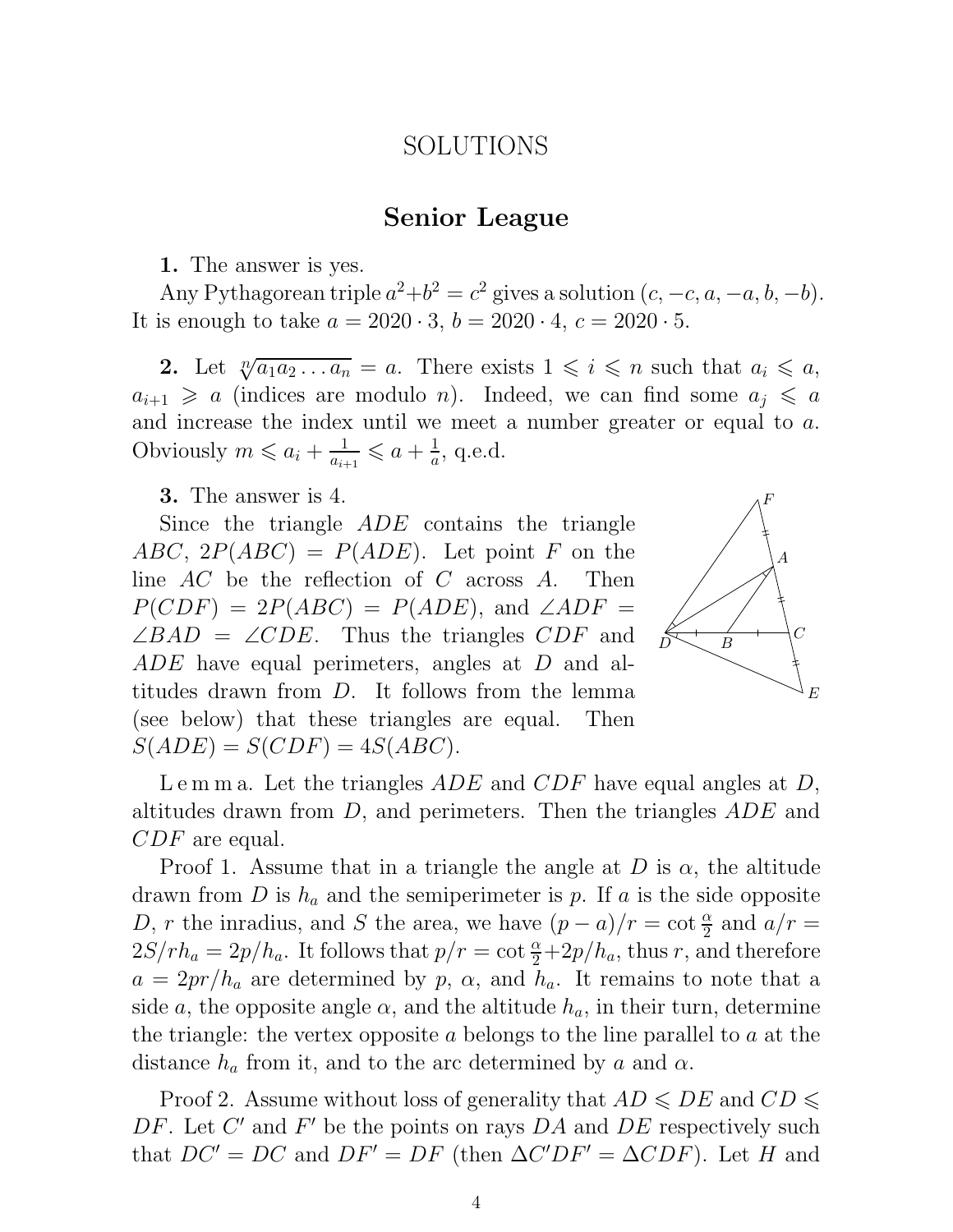# SOLUTIONS

## Senior League

**1.** The answer is yes.

Any Pythagorean triple $a^2+b^2=c^2$ gives a solution $(c,-c,a,-a,b,-b)$. It is enough to take $a=2020\cdot 3$, $b=2020\cdot 4$, $c=2020\cdot 5$.

**2.** Let $\sqrt[n]{a_1a_2\dots a_n}=a$. There exists $1\leqslant i\leqslant n$ such that $a_i\leqslant a$, $a_{i+1}\geqslant a$ (indices are modulo $n$). Indeed, we can find some $a_j\leqslant a$ and increase the index until we meet a number greater or equal to $a$. Obviously $m\leqslant a_i+\frac{1}{a_{i+1}}\leqslant a+\frac{1}{a}$, q.e.d.

**3.** The answer is 4.

Since the triangle $ADE$ contains the triangle $ABC$, $2P(ABC)=P(ADE)$. Let point $F$ on the line $AC$ be the reflection of $C$ across $A$. Then $P(CDF)=2P(ABC)=P(ADE)$, and $\angle ADF=\angle BAD=\angle CDE$. Thus the triangles $CDF$ and $ADE$ have equal perimeters, angles at $D$ and altitudes drawn from $D$. It follows from the lemma (see below) that these triangles are equal. Then $S(ADE)=S(CDF)=4S(ABC)$.

L e m m a. Let the triangles $ADE$ and $CDF$ have equal angles at $D$, altitudes drawn from $D$, and perimeters. Then the triangles $ADE$ and $CDF$ are equal.

Proof 1. Assume that in a triangle the angle at $D$ is $\alpha$, the altitude drawn from $D$ is $h_a$ and the semiperimeter is $p$. If $a$ is the side opposite $D$, $r$ the inradius, and $S$ the area, we have $(p-a)/r=\cot\frac{\alpha}{2}$ and $a/r=2S/rh_a=2p/h_a$. It follows that $p/r=\cot\frac{\alpha}{2}+2p/h_a$, thus $r$, and therefore $a=2pr/h_a$ are determined by $p$, $\alpha$, and $h_a$. It remains to note that a side $a$, the opposite angle $\alpha$, and the altitude $h_a$, in their turn, determine the triangle: the vertex opposite $a$ belongs to the line parallel to $a$ at the distance $h_a$ from it, and to the arc determined by $a$ and $\alpha$.

Proof 2. Assume without loss of generality that $AD\leqslant DE$ and $CD\leqslant DF$. Let $C'$ and $F'$ be the points on rays $DA$ and $DE$ respectively such that $DC'=DC$ and $DF'=DF$ (then $\Delta C'DF'=\Delta CDF$). Let $H$ and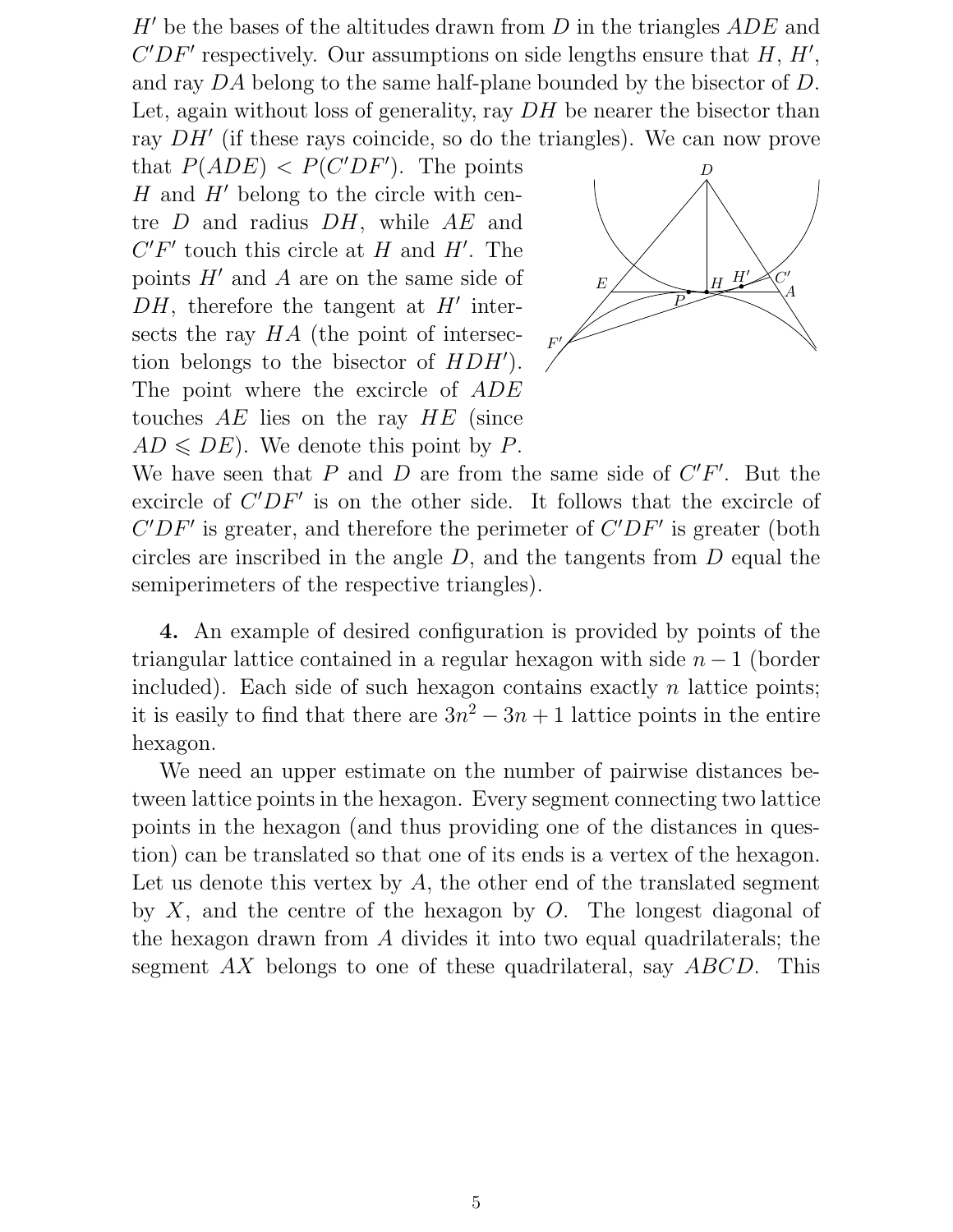$H'$ be the bases of the altitudes drawn from $D$ in the triangles $ADE$ and $C'DF'$ respectively. Our assumptions on side lengths ensure that $H$, $H'$, and ray $DA$ belong to the same half-plane bounded by the bisector of $D$. Let, again without loss of generality, ray $DH$ be nearer the bisector than ray $DH'$ (if these rays coincide, so do the triangles). We can now prove that $P(ADE) < P(C'DF')$. The points $H$ and $H'$ belong to the circle with centre $D$ and radius $DH$, while $AE$ and $C'F'$ touch this circle at $H$ and $H'$. The points $H'$ and $A$ are on the same side of $DH$, therefore the tangent at $H'$ intersects the ray $HA$ (the point of intersection belongs to the bisector of $HDH'$). The point where the excircle of $ADE$ touches $AE$ lies on the ray $HE$ (since $AD \leqslant DE$). We denote this point by $P$. We have seen that $P$ and $D$ are from the same side of $C'F'$. But the excircle of $C'DF'$ is on the other side. It follows that the excircle of $C'DF'$ is greater, and therefore the perimeter of $C'DF'$ is greater (both circles are inscribed in the angle $D$, and the tangents from $D$ equal the semiperimeters of the respective triangles).

**4.** An example of desired configuration is provided by points of the triangular lattice contained in a regular hexagon with side $n-1$ (border included). Each side of such hexagon contains exactly $n$ lattice points; it is easily to find that there are $3n^2 - 3n + 1$ lattice points in the entire hexagon.

We need an upper estimate on the number of pairwise distances between lattice points in the hexagon. Every segment connecting two lattice points in the hexagon (and thus providing one of the distances in question) can be translated so that one of its ends is a vertex of the hexagon. Let us denote this vertex by $A$, the other end of the translated segment by $X$, and the centre of the hexagon by $O$. The longest diagonal of the hexagon drawn from $A$ divides it into two equal quadrilaterals; the segment $AX$ belongs to one of these quadrilateral, say $ABCD$. This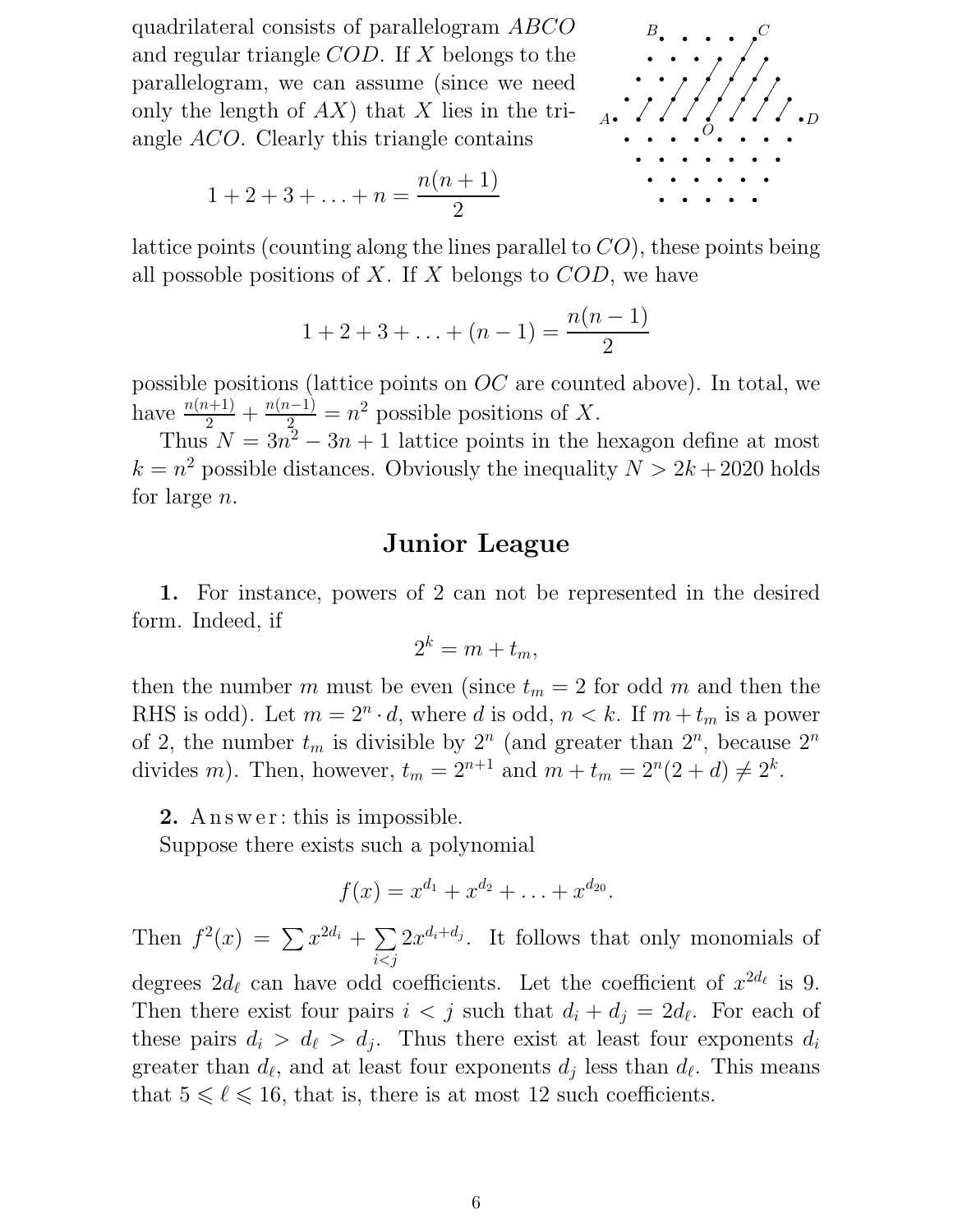quadrilateral consists of parallelogram $ABCO$ and regular triangle $COD$. If $X$ belongs to the parallelogram, we can assume (since we need only the length of $AX$) that $X$ lies in the triangle $ACO$. Clearly this triangle contains

$$1 + 2 + 3 + \ldots + n = \frac{n(n+1)}{2}$$

lattice points (counting along the lines parallel to $CO$), these points being all possoble positions of $X$. If $X$ belongs to $COD$, we have

$$1 + 2 + 3 + \ldots + (n-1) = \frac{n(n-1)}{2}$$

possible positions (lattice points on $OC$ are counted above). In total, we have $\frac{n(n+1)}{2} + \frac{n(n-1)}{2} = n^2$ possible positions of $X$.

Thus $N = 3n^2 - 3n + 1$ lattice points in the hexagon define at most $k = n^2$ possible distances. Obviously the inequality $N > 2k + 2020$ holds for large $n$.

## Junior League

**1.** For instance, powers of 2 can not be represented in the desired form. Indeed, if

$$2^k = m + t_m,$$

then the number $m$ must be even (since $t_m = 2$ for odd $m$ and then the RHS is odd). Let $m = 2^n \cdot d$, where $d$ is odd, $n < k$. If $m + t_m$ is a power of 2, the number $t_m$ is divisible by $2^n$ (and greater than $2^n$, because $2^n$ divides $m$). Then, however, $t_m = 2^{n+1}$ and $m + t_m = 2^n(2 + d) \neq 2^k$.

**2.** Answer: this is impossible.

Suppose there exists such a polynomial

$$f(x) = x^{d_1} + x^{d_2} + \ldots + x^{d_{20}}.$$

Then $f^2(x) = \sum x^{2d_i} + \sum\limits_{i<j} 2x^{d_i + d_j}$. It follows that only monomials of degrees $2d_\ell$ can have odd coefficients. Let the coefficient of $x^{2d_\ell}$ is 9. Then there exist four pairs $i < j$ such that $d_i + d_j = 2d_\ell$. For each of these pairs $d_i > d_\ell > d_j$. Thus there exist at least four exponents $d_i$ greater than $d_\ell$, and at least four exponents $d_j$ less than $d_\ell$. This means that $5 \leqslant \ell \leqslant 16$, that is, there is at most 12 such coefficients.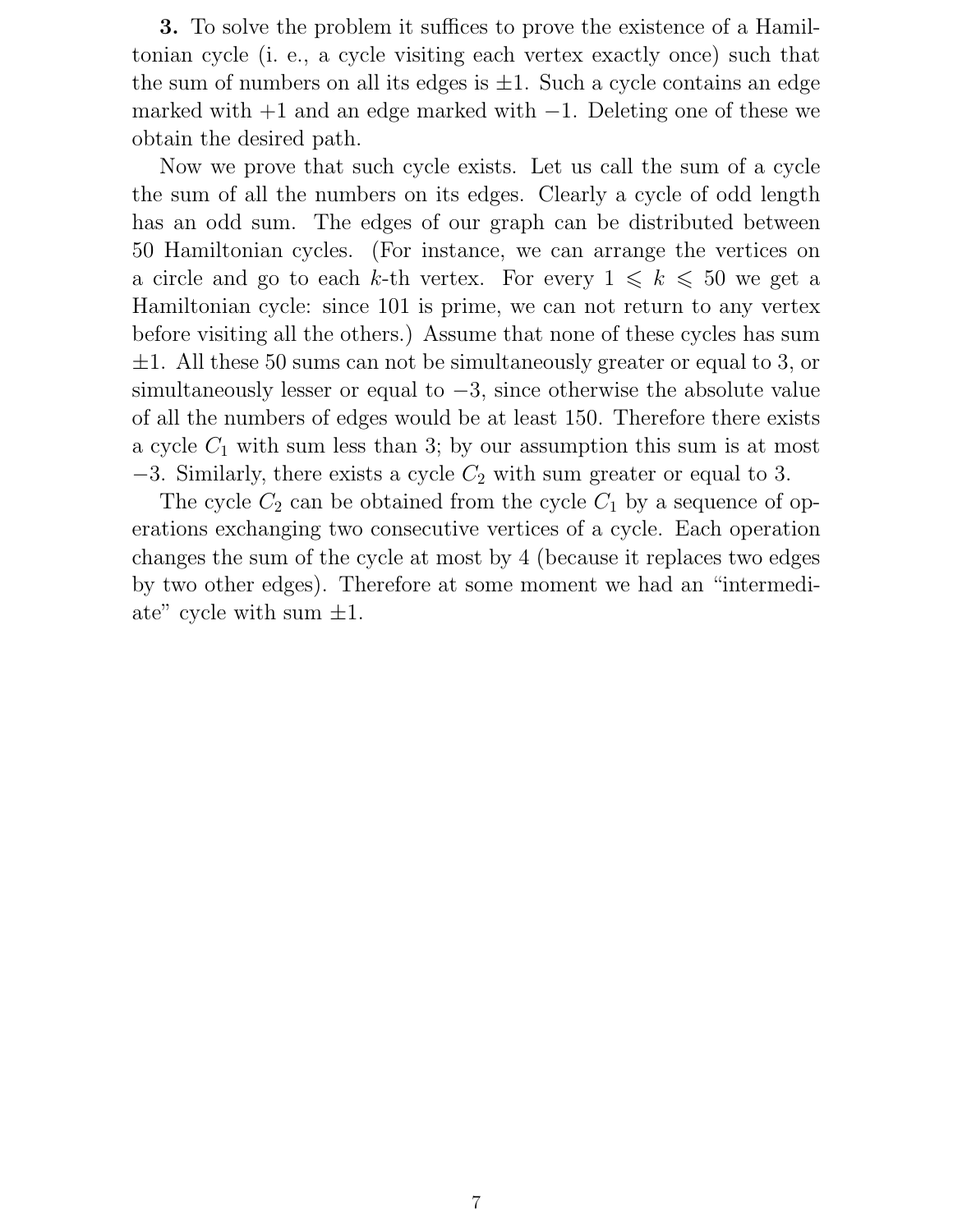**3.** To solve the problem it suffices to prove the existence of a Hamiltonian cycle (i. e., a cycle visiting each vertex exactly once) such that the sum of numbers on all its edges is $\pm 1$. Such a cycle contains an edge marked with $+1$ and an edge marked with $-1$. Deleting one of these we obtain the desired path.

Now we prove that such cycle exists. Let us call the sum of a cycle the sum of all the numbers on its edges. Clearly a cycle of odd length has an odd sum. The edges of our graph can be distributed between 50 Hamiltonian cycles. (For instance, we can arrange the vertices on a circle and go to each $k$-th vertex. For every $1 \leqslant k \leqslant 50$ we get a Hamiltonian cycle: since 101 is prime, we can not return to any vertex before visiting all the others.) Assume that none of these cycles has sum $\pm 1$. All these 50 sums can not be simultaneously greater or equal to 3, or simultaneously lesser or equal to $-3$, since otherwise the absolute value of all the numbers of edges would be at least 150. Therefore there exists a cycle $C_1$ with sum less than 3; by our assumption this sum is at most $-3$. Similarly, there exists a cycle $C_2$ with sum greater or equal to 3.

The cycle $C_2$ can be obtained from the cycle $C_1$ by a sequence of operations exchanging two consecutive vertices of a cycle. Each operation changes the sum of the cycle at most by 4 (because it replaces two edges by two other edges). Therefore at some moment we had an "intermediate" cycle with sum $\pm 1$.